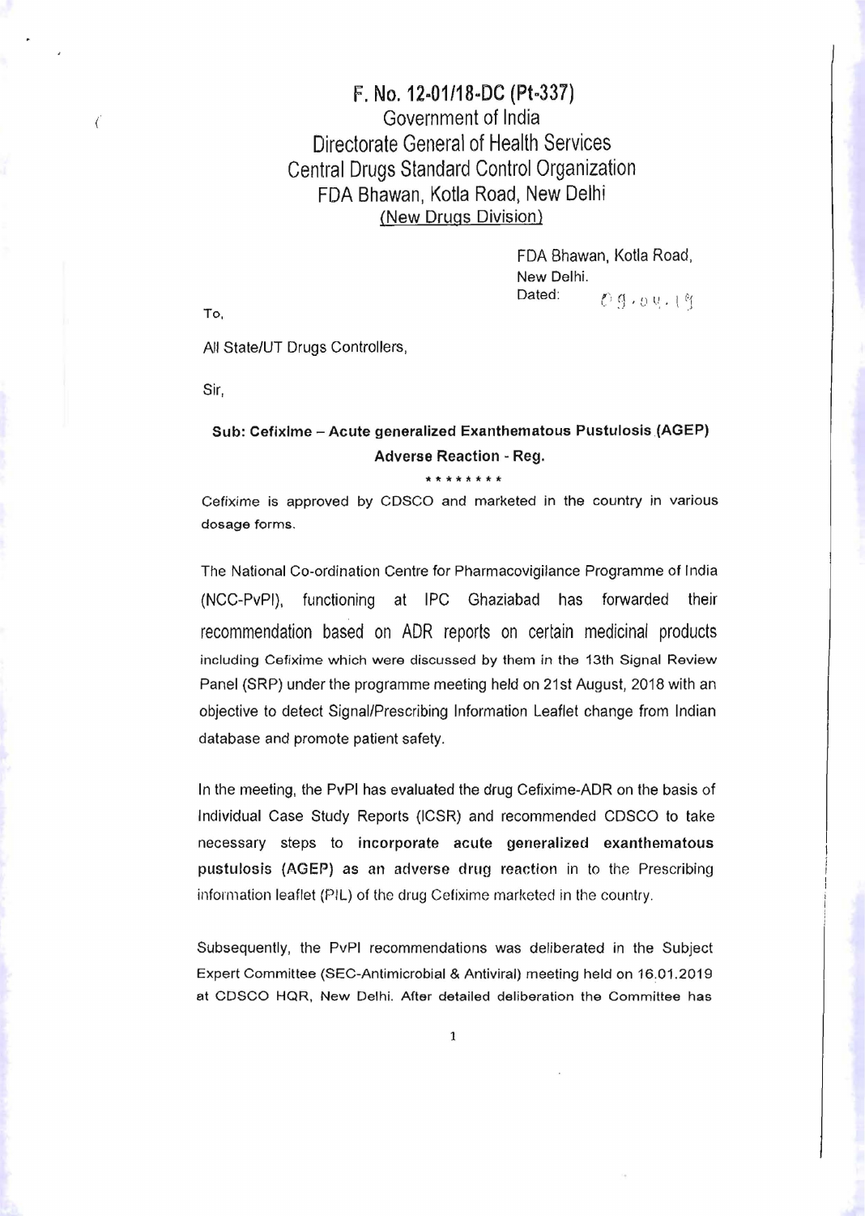**F. No. 12-01/18-DC (Pt-337)**
Government of India
Directorate General of Health Services
Central Drugs Standard Control Organization
FDA Bhawan, Kotla Road, New Delhi
(New Drugs Division)

FDA Bhawan, Kotla Road,
New Delhi.
Dated: 09.04.19

To,

All State/UT Drugs Controllers,

Sir,

**Sub: Cefixime – Acute generalized Exanthematous Pustulosis (AGEP) Adverse Reaction - Reg.**

\*\*\*\*\*\*\*\*

Cefixime is approved by CDSCO and marketed in the country in various dosage forms.

The National Co-ordination Centre for Pharmacovigilance Programme of India (NCC-PvPI), functioning at IPC Ghaziabad has forwarded their recommendation based on ADR reports on certain medicinal products including Cefixime which were discussed by them in the 13th Signal Review Panel (SRP) under the programme meeting held on 21st August, 2018 with an objective to detect Signal/Prescribing Information Leaflet change from Indian database and promote patient safety.

In the meeting, the PvPI has evaluated the drug Cefixime-ADR on the basis of Individual Case Study Reports (ICSR) and recommended CDSCO to take necessary steps to **incorporate acute generalized exanthematous pustulosis (AGEP) as an adverse drug reaction** in to the Prescribing information leaflet (PIL) of the drug Cefixime marketed in the country.

Subsequently, the PvPI recommendations was deliberated in the Subject Expert Committee (SEC-Antimicrobial & Antiviral) meeting held on 16.01.2019 at CDSCO HQR, New Delhi. After detailed deliberation the Committee has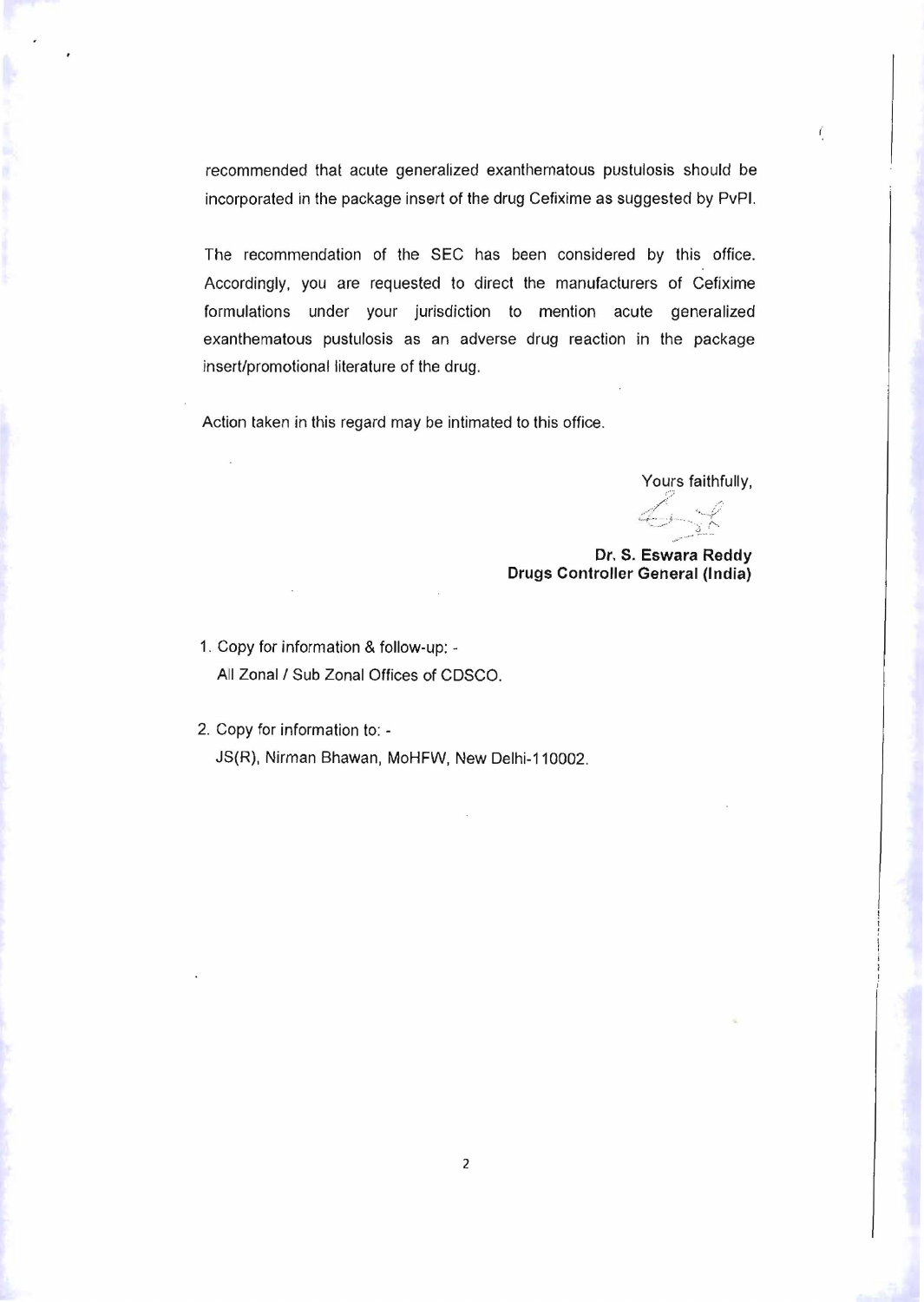recommended that acute generalized exanthematous pustulosis should be incorporated in the package insert of the drug Cefixime as suggested by PvPI.

The recommendation of the SEC has been considered by this office. Accordingly, you are requested to direct the manufacturers of Cefixime formulations under your jurisdiction to mention acute generalized exanthematous pustulosis as an adverse drug reaction in the package insert/promotional literature of the drug.

Action taken in this regard may be intimated to this office.

Yours faithfully,

**Dr. S. Eswara Reddy**
**Drugs Controller General (India)**

1. Copy for information & follow-up: -
   All Zonal / Sub Zonal Offices of CDSCO.

2. Copy for information to: -
   JS(R), Nirman Bhawan, MoHFW, New Delhi-110002.